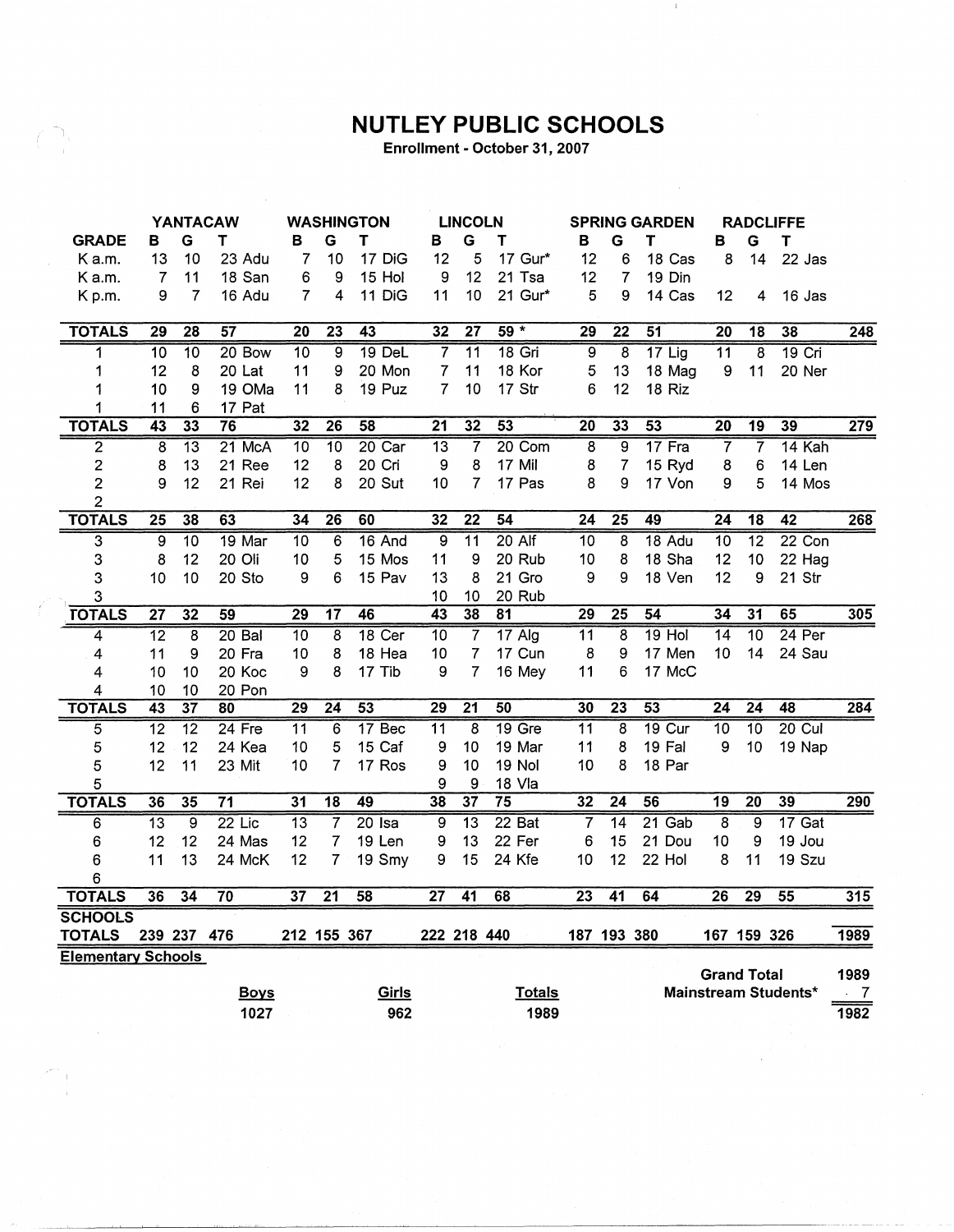# NUTLEY PUBLIC SCHOOLS

**Enrollment - October 31, 2007**

| GRADE | YANTACAW B | G | T | | WASHINGTON B | G | T | | LINCOLN B | G | T | | SPRING GARDEN B | G | T | | RADCLIFFE B | G | T | | |
|---|---|---|---|---|---|---|---|---|---|---|---|---|---|---|---|---|---|---|---|---|---|
| K a.m. | 13 | 10 | 23 | Adu | 7 | 10 | 17 | DiG | 12 | 5 | 17 | Gur* | 12 | 6 | 18 | Cas | 8 | 14 | 22 | Jas | |
| K a.m. | 7 | 11 | 18 | San | 6 | 9 | 15 | Hol | 9 | 12 | 21 | Tsa | 12 | 7 | 19 | Din | | | | | |
| K p.m. | 9 | 7 | 16 | Adu | 7 | 4 | 11 | DiG | 11 | 10 | 21 | Gur* | 5 | 9 | 14 | Cas | 12 | 4 | 16 | Jas | |
| **TOTALS** | **29** | **28** | **57** | | **20** | **23** | **43** | | **32** | **27** | **59 *** | | **29** | **22** | **51** | | **20** | **18** | **38** | | **248** |
| 1 | 10 | 10 | 20 | Bow | 10 | 9 | 19 | DeL | 7 | 11 | 18 | Gri | 9 | 8 | 17 | Lig | 11 | 8 | 19 | Cri | |
| 1 | 12 | 8 | 20 | Lat | 11 | 9 | 20 | Mon | 7 | 11 | 18 | Kor | 5 | 13 | 18 | Mag | 9 | 11 | 20 | Ner | |
| 1 | 10 | 9 | 19 | OMa | 11 | 8 | 19 | Puz | 7 | 10 | 17 | Str | 6 | 12 | 18 | Riz | | | | | |
| 1 | 11 | 6 | 17 | Pat | | | | | | | | | | | | | | | | | |
| **TOTALS** | **43** | **33** | **76** | | **32** | **26** | **58** | | **21** | **32** | **53** | | **20** | **33** | **53** | | **20** | **19** | **39** | | **279** |
| 2 | 8 | 13 | 21 | McA | 10 | 10 | 20 | Car | 13 | 7 | 20 | Com | 8 | 9 | 17 | Fra | 7 | 7 | 14 | Kah | |
| 2 | 8 | 13 | 21 | Ree | 12 | 8 | 20 | Cri | 9 | 8 | 17 | Mil | 8 | 7 | 15 | Ryd | 8 | 6 | 14 | Len | |
| 2 | 9 | 12 | 21 | Rei | 12 | 8 | 20 | Sut | 10 | 7 | 17 | Pas | 8 | 9 | 17 | Von | 9 | 5 | 14 | Mos | |
| 2 | | | | | | | | | | | | | | | | | | | | | |
| **TOTALS** | **25** | **38** | **63** | | **34** | **26** | **60** | | **32** | **22** | **54** | | **24** | **25** | **49** | | **24** | **18** | **42** | | **268** |
| 3 | 9 | 10 | 19 | Mar | 10 | 6 | 16 | And | 9 | 11 | 20 | Alf | 10 | 8 | 18 | Adu | 10 | 12 | 22 | Con | |
| 3 | 8 | 12 | 20 | Oli | 10 | 5 | 15 | Mos | 11 | 9 | 20 | Rub | 10 | 8 | 18 | Sha | 12 | 10 | 22 | Hag | |
| 3 | 10 | 10 | 20 | Sto | 9 | 6 | 15 | Pav | 13 | 8 | 21 | Gro | 9 | 9 | 18 | Ven | 12 | 9 | 21 | Str | |
| 3 | | | | | | | | | 10 | 10 | 20 | Rub | | | | | | | | | |
| **TOTALS** | **27** | **32** | **59** | | **29** | **17** | **46** | | **43** | **38** | **81** | | **29** | **25** | **54** | | **34** | **31** | **65** | | **305** |
| 4 | 12 | 8 | 20 | Bal | 10 | 8 | 18 | Cer | 10 | 7 | 17 | Alg | 11 | 8 | 19 | Hol | 14 | 10 | 24 | Per | |
| 4 | 11 | 9 | 20 | Fra | 10 | 8 | 18 | Hea | 10 | 7 | 17 | Cun | 8 | 9 | 17 | Men | 10 | 14 | 24 | Sau | |
| 4 | 10 | 10 | 20 | Koc | 9 | 8 | 17 | Tib | 9 | 7 | 16 | Mey | 11 | 6 | 17 | McC | | | | | |
| 4 | 10 | 10 | 20 | Pon | | | | | | | | | | | | | | | | | |
| **TOTALS** | **43** | **37** | **80** | | **29** | **24** | **53** | | **29** | **21** | **50** | | **30** | **23** | **53** | | **24** | **24** | **48** | | **284** |
| 5 | 12 | 12 | 24 | Fre | 11 | 6 | 17 | Bec | 11 | 8 | 19 | Gre | 11 | 8 | 19 | Cur | 10 | 10 | 20 | Cul | |
| 5 | 12 | 12 | 24 | Kea | 10 | 5 | 15 | Caf | 9 | 10 | 19 | Mar | 11 | 8 | 19 | Fal | 9 | 10 | 19 | Nap | |
| 5 | 12 | 11 | 23 | Mit | 10 | 7 | 17 | Ros | 9 | 10 | 19 | Nol | 10 | 8 | 18 | Par | | | | | |
| 5 | | | | | | | | | 9 | 9 | 18 | Vla | | | | | | | | | |
| **TOTALS** | **36** | **35** | **71** | | **31** | **18** | **49** | | **38** | **37** | **75** | | **32** | **24** | **56** | | **19** | **20** | **39** | | **290** |
| 6 | 13 | 9 | 22 | Lic | 13 | 7 | 20 | Isa | 9 | 13 | 22 | Bat | 7 | 14 | 21 | Gab | 8 | 9 | 17 | Gat | |
| 6 | 12 | 12 | 24 | Mas | 12 | 7 | 19 | Len | 9 | 13 | 22 | Fer | 6 | 15 | 21 | Dou | 10 | 9 | 19 | Jou | |
| 6 | 11 | 13 | 24 | McK | 12 | 7 | 19 | Smy | 9 | 15 | 24 | Kfe | 10 | 12 | 22 | Hol | 8 | 11 | 19 | Szu | |
| 6 | | | | | | | | | | | | | | | | | | | | | |
| **TOTALS** | **36** | **34** | **70** | | **37** | **21** | **58** | | **27** | **41** | **68** | | **23** | **41** | **64** | | **26** | **29** | **55** | | **315** |
| **SCHOOLS TOTALS** | **239** | **237** | **476** | | **212** | **155** | **367** | | **222** | **218** | **440** | | **187** | **193** | **380** | | **167** | **159** | **326** | | **1989** |

**Elementary Schools**

| Boys | Girls | Totals |
|---|---|---|
| 1027 | 962 | 1989 |

| | |
|---|---|
| **Grand Total** | 1989 |
| **Mainstream Students*** | 7 |
| | 1982 |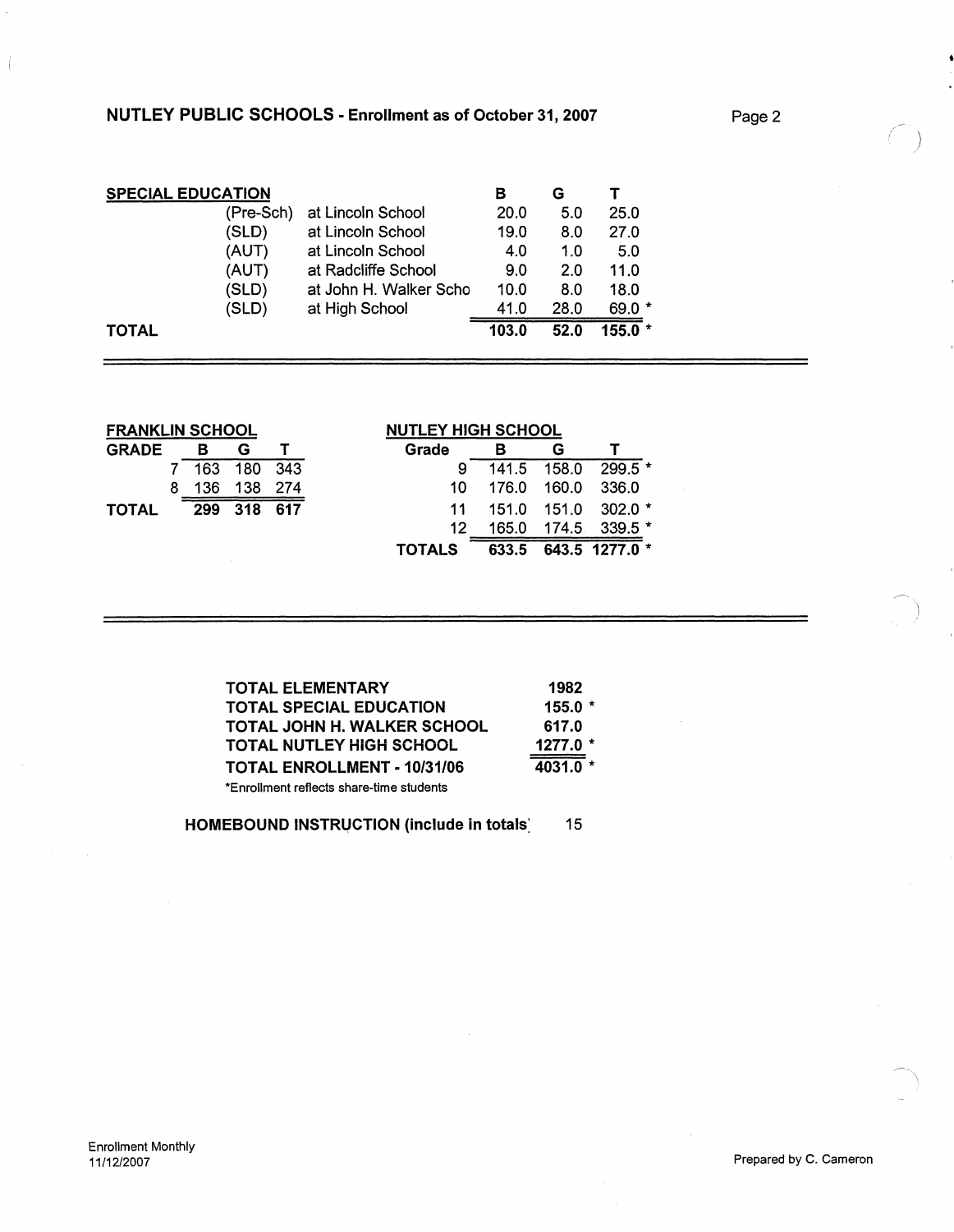## NUTLEY PUBLIC SCHOOLS - Enrollment as of October 31, 2007

| SPECIAL EDUCATION | | | B | G | T |
|---|---|---|---|---|---|
| | (Pre-Sch) | at Lincoln School | 20.0 | 5.0 | 25.0 |
| | (SLD) | at Lincoln School | 19.0 | 8.0 | 27.0 |
| | (AUT) | at Lincoln School | 4.0 | 1.0 | 5.0 |
| | (AUT) | at Radcliffe School | 9.0 | 2.0 | 11.0 |
| | (SLD) | at John H. Walker Scho | 10.0 | 8.0 | 18.0 |
| | (SLD) | at High School | 41.0 | 28.0 | 69.0 * |
| **TOTAL** | | | **103.0** | **52.0** | **155.0 *** |

**FRANKLIN SCHOOL**

| GRADE | B | G | T |
|---|---|---|---|
| 7 | 163 | 180 | 343 |
| 8 | 136 | 138 | 274 |
| **TOTAL** | **299** | **318** | **617** |

**NUTLEY HIGH SCHOOL**

| Grade | B | G | T |
|---|---|---|---|
| 9 | 141.5 | 158.0 | 299.5 * |
| 10 | 176.0 | 160.0 | 336.0 |
| 11 | 151.0 | 151.0 | 302.0 * |
| 12 | 165.0 | 174.5 | 339.5 * |
| **TOTALS** | **633.5** | **643.5** | **1277.0 *** |

| | |
|---|---|
| **TOTAL ELEMENTARY** | **1982** |
| **TOTAL SPECIAL EDUCATION** | **155.0 *** |
| **TOTAL JOHN H. WALKER SCHOOL** | **617.0** |
| **TOTAL NUTLEY HIGH SCHOOL** | **1277.0 *** |
| **TOTAL ENROLLMENT - 10/31/06** | **4031.0 *** |

*Enrollment reflects share-time students

**HOMEBOUND INSTRUCTION (include in totals)** 15

Enrollment Monthly
11/12/2007

Prepared by C. Cameron